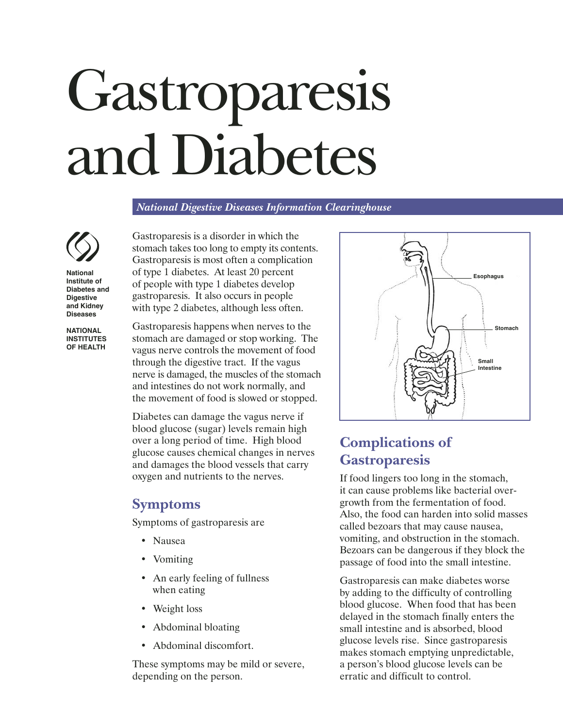# Gastroparesis and Diabetes

*National Digestive Diseases Information Clearinghouse*

National Institute of Diabetes and Digestive and Kidney Diseases

NATIONAL INSTITUTES OF HEALTH

Gastroparesis is a disorder in which the stomach takes too long to empty its contents. Gastroparesis is most often a complication of type 1 diabetes. At least 20 percent of people with type 1 diabetes develop gastroparesis. It also occurs in people with type 2 diabetes, although less often.

Gastroparesis happens when nerves to the stomach are damaged or stop working. The vagus nerve controls the movement of food through the digestive tract. If the vagus nerve is damaged, the muscles of the stomach and intestines do not work normally, and the movement of food is slowed or stopped.

Diabetes can damage the vagus nerve if blood glucose (sugar) levels remain high over a long period of time. High blood glucose causes chemical changes in nerves and damages the blood vessels that carry oxygen and nutrients to the nerves.

Esophagus

Stomach

Small Intestine

## Symptoms

Symptoms of gastroparesis are

- Nausea
- Vomiting
- An early feeling of fullness when eating
- Weight loss
- Abdominal bloating
- Abdominal discomfort.

These symptoms may be mild or severe, depending on the person.

## Complications of Gastroparesis

If food lingers too long in the stomach, it can cause problems like bacterial overgrowth from the fermentation of food. Also, the food can harden into solid masses called bezoars that may cause nausea, vomiting, and obstruction in the stomach. Bezoars can be dangerous if they block the passage of food into the small intestine.

Gastroparesis can make diabetes worse by adding to the difficulty of controlling blood glucose. When food that has been delayed in the stomach finally enters the small intestine and is absorbed, blood glucose levels rise. Since gastroparesis makes stomach emptying unpredictable, a person's blood glucose levels can be erratic and difficult to control.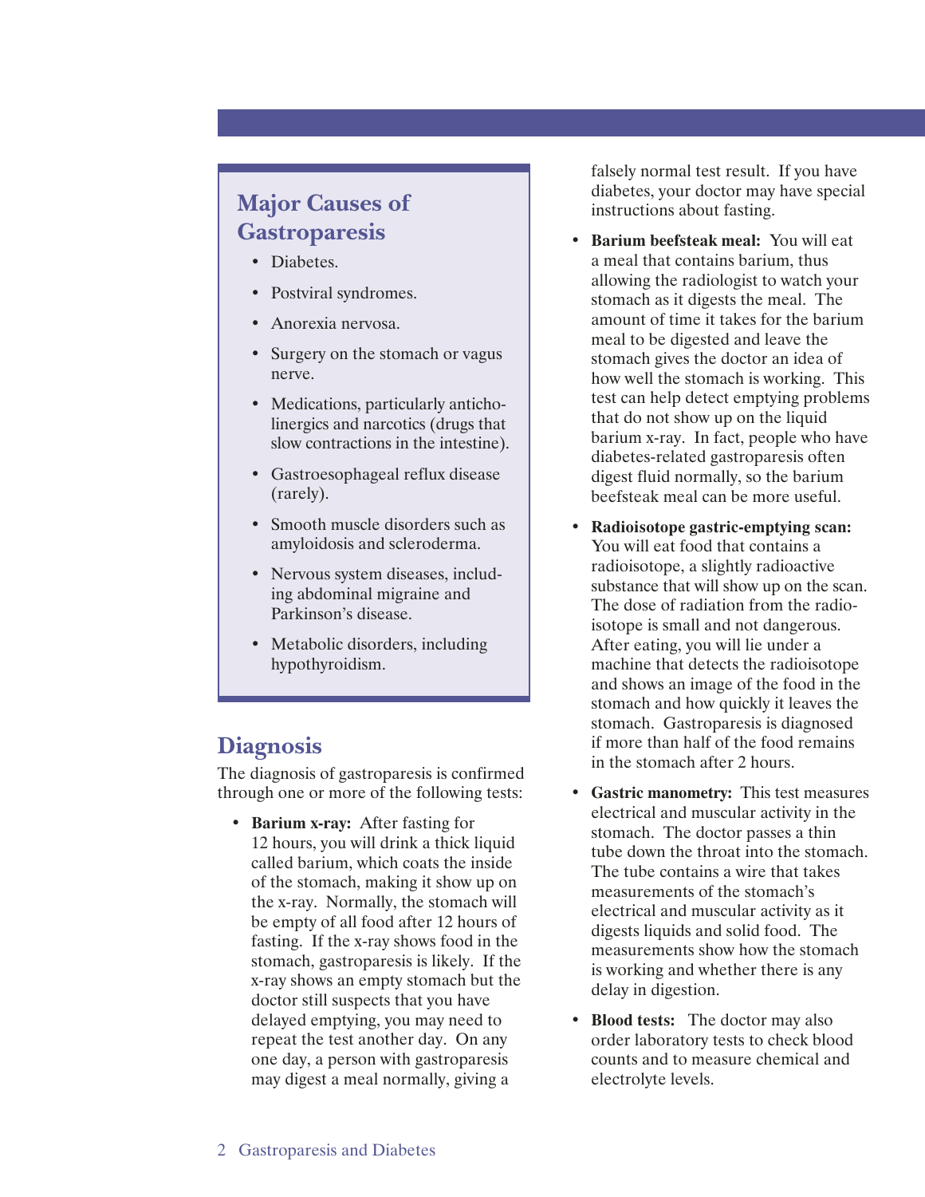## Major Causes of Gastroparesis

- Diabetes.
- Postviral syndromes.
- Anorexia nervosa.
- Surgery on the stomach or vagus nerve.
- Medications, particularly anticholinergics and narcotics (drugs that slow contractions in the intestine).
- Gastroesophageal reflux disease (rarely).
- Smooth muscle disorders such as amyloidosis and scleroderma.
- Nervous system diseases, including abdominal migraine and Parkinson's disease.
- Metabolic disorders, including hypothyroidism.

## Diagnosis

The diagnosis of gastroparesis is confirmed through one or more of the following tests:

- **Barium x-ray:** After fasting for 12 hours, you will drink a thick liquid called barium, which coats the inside of the stomach, making it show up on the x-ray. Normally, the stomach will be empty of all food after 12 hours of fasting. If the x-ray shows food in the stomach, gastroparesis is likely. If the x-ray shows an empty stomach but the doctor still suspects that you have delayed emptying, you may need to repeat the test another day. On any one day, a person with gastroparesis may digest a meal normally, giving a falsely normal test result. If you have diabetes, your doctor may have special instructions about fasting.
- **Barium beefsteak meal:** You will eat a meal that contains barium, thus allowing the radiologist to watch your stomach as it digests the meal. The amount of time it takes for the barium meal to be digested and leave the stomach gives the doctor an idea of how well the stomach is working. This test can help detect emptying problems that do not show up on the liquid barium x-ray. In fact, people who have diabetes-related gastroparesis often digest fluid normally, so the barium beefsteak meal can be more useful.
- **Radioisotope gastric-emptying scan:** You will eat food that contains a radioisotope, a slightly radioactive substance that will show up on the scan. The dose of radiation from the radioisotope is small and not dangerous. After eating, you will lie under a machine that detects the radioisotope and shows an image of the food in the stomach and how quickly it leaves the stomach. Gastroparesis is diagnosed if more than half of the food remains in the stomach after 2 hours.
- **Gastric manometry:** This test measures electrical and muscular activity in the stomach. The doctor passes a thin tube down the throat into the stomach. The tube contains a wire that takes measurements of the stomach's electrical and muscular activity as it digests liquids and solid food. The measurements show how the stomach is working and whether there is any delay in digestion.
- **Blood tests:** The doctor may also order laboratory tests to check blood counts and to measure chemical and electrolyte levels.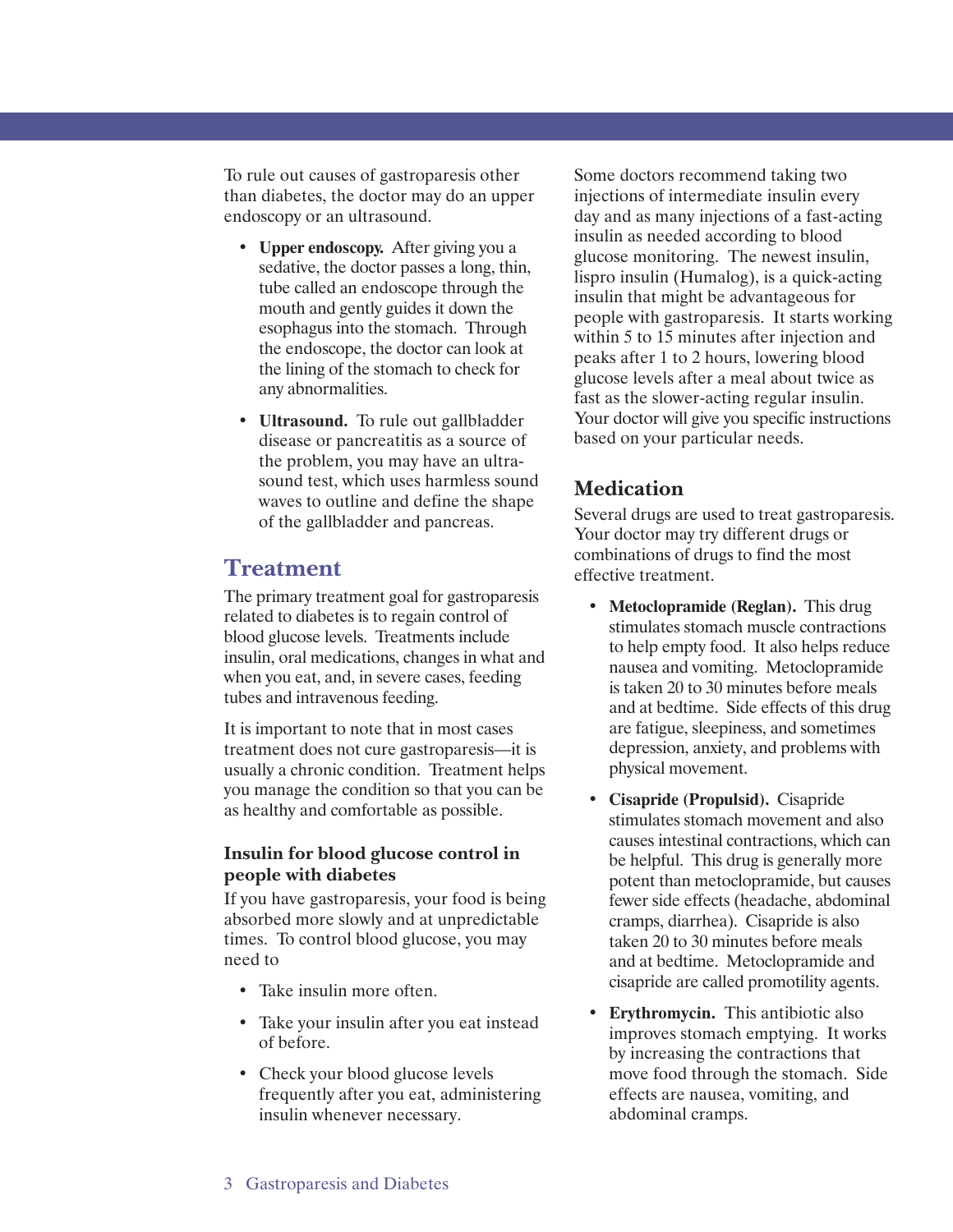To rule out causes of gastroparesis other than diabetes, the doctor may do an upper endoscopy or an ultrasound.

- **Upper endoscopy.** After giving you a sedative, the doctor passes a long, thin, tube called an endoscope through the mouth and gently guides it down the esophagus into the stomach. Through the endoscope, the doctor can look at the lining of the stomach to check for any abnormalities.
- **Ultrasound.** To rule out gallbladder disease or pancreatitis as a source of the problem, you may have an ultrasound test, which uses harmless sound waves to outline and define the shape of the gallbladder and pancreas.

## Treatment

The primary treatment goal for gastroparesis related to diabetes is to regain control of blood glucose levels. Treatments include insulin, oral medications, changes in what and when you eat, and, in severe cases, feeding tubes and intravenous feeding.

It is important to note that in most cases treatment does not cure gastroparesis—it is usually a chronic condition. Treatment helps you manage the condition so that you can be as healthy and comfortable as possible.

### Insulin for blood glucose control in people with diabetes

If you have gastroparesis, your food is being absorbed more slowly and at unpredictable times. To control blood glucose, you may need to

- Take insulin more often.
- Take your insulin after you eat instead of before.
- Check your blood glucose levels frequently after you eat, administering insulin whenever necessary.

Some doctors recommend taking two injections of intermediate insulin every day and as many injections of a fast-acting insulin as needed according to blood glucose monitoring. The newest insulin, lispro insulin (Humalog), is a quick-acting insulin that might be advantageous for people with gastroparesis. It starts working within 5 to 15 minutes after injection and peaks after 1 to 2 hours, lowering blood glucose levels after a meal about twice as fast as the slower-acting regular insulin. Your doctor will give you specific instructions based on your particular needs.

### Medication

Several drugs are used to treat gastroparesis. Your doctor may try different drugs or combinations of drugs to find the most effective treatment.

- **Metoclopramide (Reglan).** This drug stimulates stomach muscle contractions to help empty food. It also helps reduce nausea and vomiting. Metoclopramide is taken 20 to 30 minutes before meals and at bedtime. Side effects of this drug are fatigue, sleepiness, and sometimes depression, anxiety, and problems with physical movement.
- **Cisapride (Propulsid).** Cisapride stimulates stomach movement and also causes intestinal contractions, which can be helpful. This drug is generally more potent than metoclopramide, but causes fewer side effects (headache, abdominal cramps, diarrhea). Cisapride is also taken 20 to 30 minutes before meals and at bedtime. Metoclopramide and cisapride are called promotility agents.
- **Erythromycin.** This antibiotic also improves stomach emptying. It works by increasing the contractions that move food through the stomach. Side effects are nausea, vomiting, and abdominal cramps.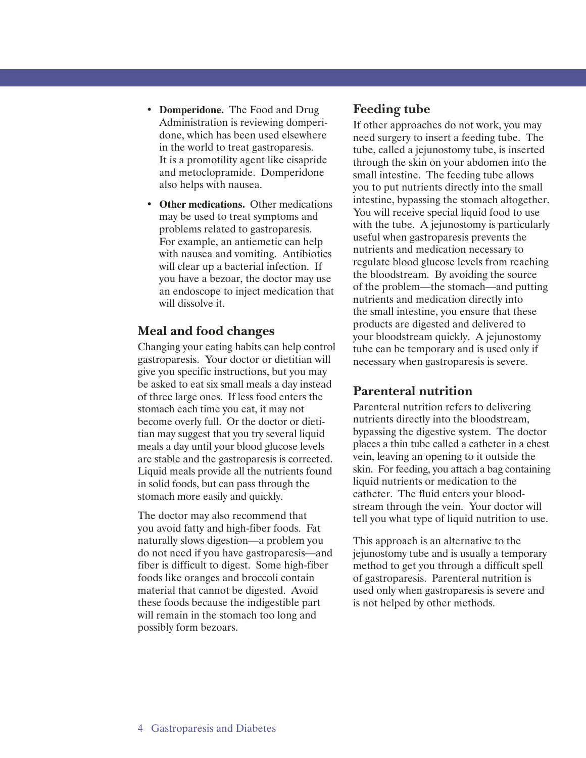- **Domperidone.** The Food and Drug Administration is reviewing domperidone, which has been used elsewhere in the world to treat gastroparesis. It is a promotility agent like cisapride and metoclopramide. Domperidone also helps with nausea.
- **Other medications.** Other medications may be used to treat symptoms and problems related to gastroparesis. For example, an antiemetic can help with nausea and vomiting. Antibiotics will clear up a bacterial infection. If you have a bezoar, the doctor may use an endoscope to inject medication that will dissolve it.

## Meal and food changes

Changing your eating habits can help control gastroparesis. Your doctor or dietitian will give you specific instructions, but you may be asked to eat six small meals a day instead of three large ones. If less food enters the stomach each time you eat, it may not become overly full. Or the doctor or dietitian may suggest that you try several liquid meals a day until your blood glucose levels are stable and the gastroparesis is corrected. Liquid meals provide all the nutrients found in solid foods, but can pass through the stomach more easily and quickly.

The doctor may also recommend that you avoid fatty and high-fiber foods. Fat naturally slows digestion—a problem you do not need if you have gastroparesis—and fiber is difficult to digest. Some high-fiber foods like oranges and broccoli contain material that cannot be digested. Avoid these foods because the indigestible part will remain in the stomach too long and possibly form bezoars.

## Feeding tube

If other approaches do not work, you may need surgery to insert a feeding tube. The tube, called a jejunostomy tube, is inserted through the skin on your abdomen into the small intestine. The feeding tube allows you to put nutrients directly into the small intestine, bypassing the stomach altogether. You will receive special liquid food to use with the tube. A jejunostomy is particularly useful when gastroparesis prevents the nutrients and medication necessary to regulate blood glucose levels from reaching the bloodstream. By avoiding the source of the problem—the stomach—and putting nutrients and medication directly into the small intestine, you ensure that these products are digested and delivered to your bloodstream quickly. A jejunostomy tube can be temporary and is used only if necessary when gastroparesis is severe.

## Parenteral nutrition

Parenteral nutrition refers to delivering nutrients directly into the bloodstream, bypassing the digestive system. The doctor places a thin tube called a catheter in a chest vein, leaving an opening to it outside the skin. For feeding, you attach a bag containing liquid nutrients or medication to the catheter. The fluid enters your bloodstream through the vein. Your doctor will tell you what type of liquid nutrition to use.

This approach is an alternative to the jejunostomy tube and is usually a temporary method to get you through a difficult spell of gastroparesis. Parenteral nutrition is used only when gastroparesis is severe and is not helped by other methods.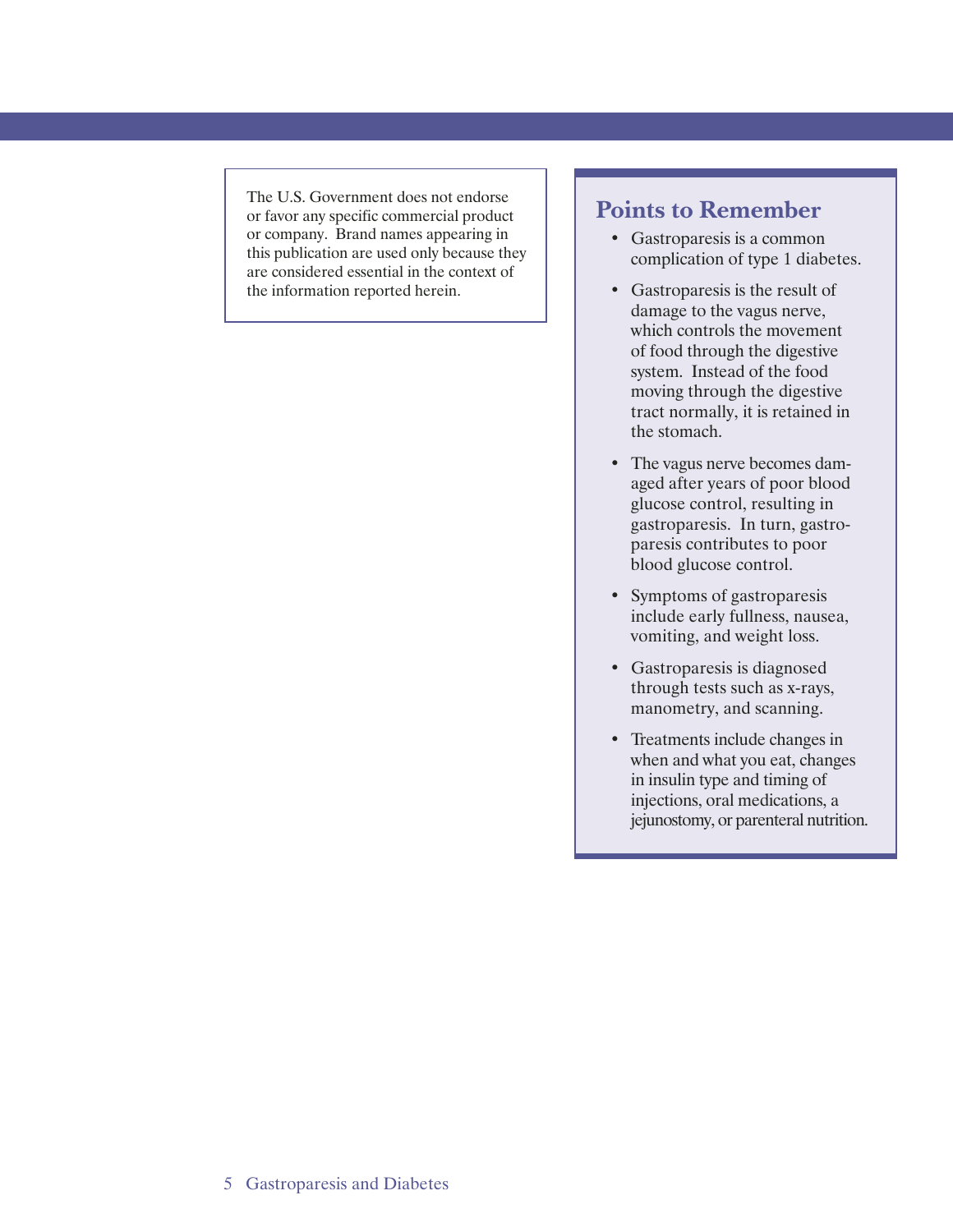The U.S. Government does not endorse or favor any specific commercial product or company. Brand names appearing in this publication are used only because they are considered essential in the context of the information reported herein.

## Points to Remember

- Gastroparesis is a common complication of type 1 diabetes.
- Gastroparesis is the result of damage to the vagus nerve, which controls the movement of food through the digestive system. Instead of the food moving through the digestive tract normally, it is retained in the stomach.
- The vagus nerve becomes damaged after years of poor blood glucose control, resulting in gastroparesis. In turn, gastroparesis contributes to poor blood glucose control.
- Symptoms of gastroparesis include early fullness, nausea, vomiting, and weight loss.
- Gastroparesis is diagnosed through tests such as x-rays, manometry, and scanning.
- Treatments include changes in when and what you eat, changes in insulin type and timing of injections, oral medications, a jejunostomy, or parenteral nutrition.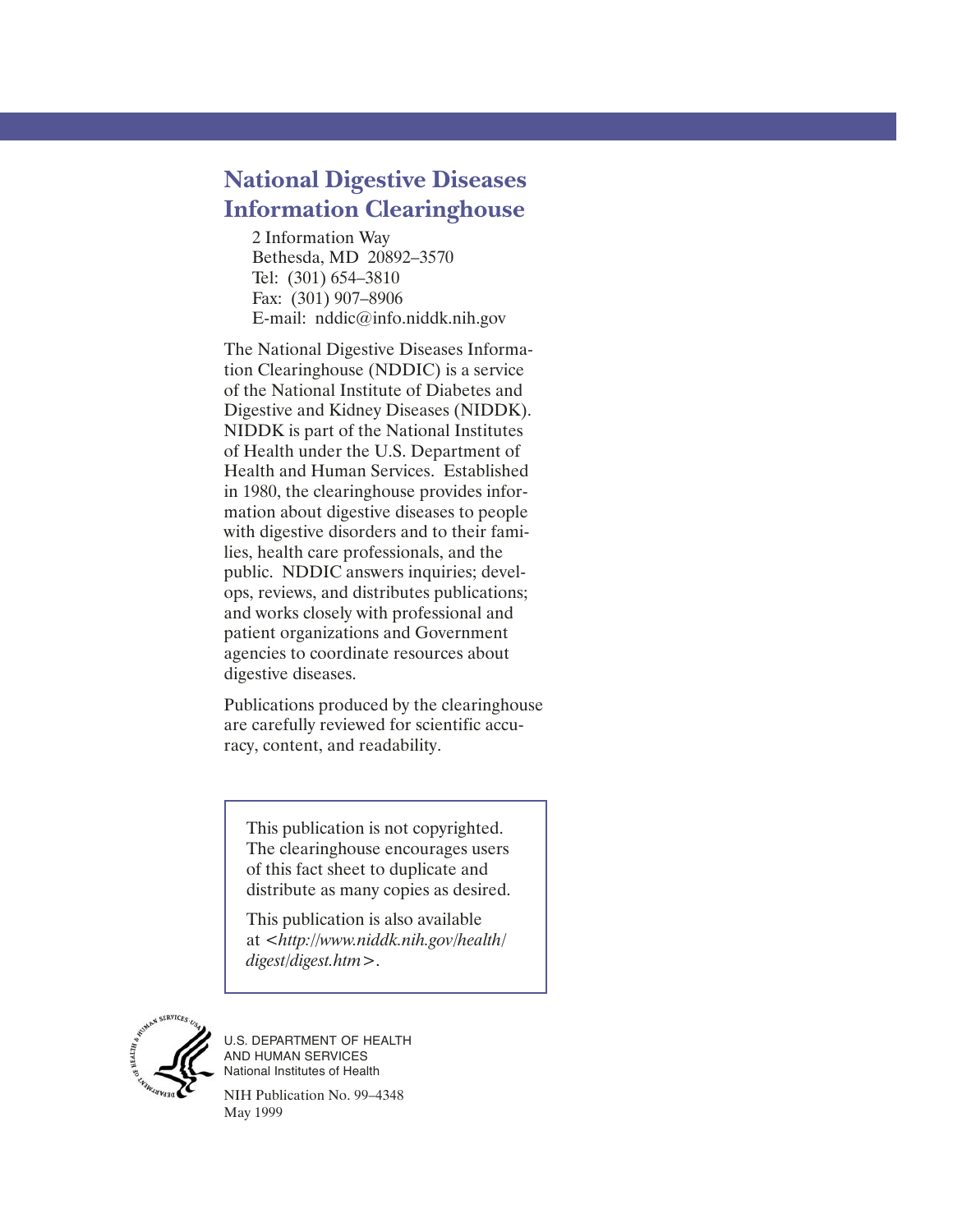## National Digestive Diseases Information Clearinghouse

2 Information Way
Bethesda, MD 20892–3570
Tel: (301) 654–3810
Fax: (301) 907–8906
E-mail: nddic@info.niddk.nih.gov

The National Digestive Diseases Information Clearinghouse (NDDIC) is a service of the National Institute of Diabetes and Digestive and Kidney Diseases (NIDDK). NIDDK is part of the National Institutes of Health under the U.S. Department of Health and Human Services. Established in 1980, the clearinghouse provides information about digestive diseases to people with digestive disorders and to their families, health care professionals, and the public. NDDIC answers inquiries; develops, reviews, and distributes publications; and works closely with professional and patient organizations and Government agencies to coordinate resources about digestive diseases.

Publications produced by the clearinghouse are carefully reviewed for scientific accuracy, content, and readability.

This publication is not copyrighted. The clearinghouse encourages users of this fact sheet to duplicate and distribute as many copies as desired.

This publication is also available at <*http://www.niddk.nih.gov/health/digest/digest.htm*>.

U.S. DEPARTMENT OF HEALTH AND HUMAN SERVICES
National Institutes of Health

NIH Publication No. 99–4348
May 1999